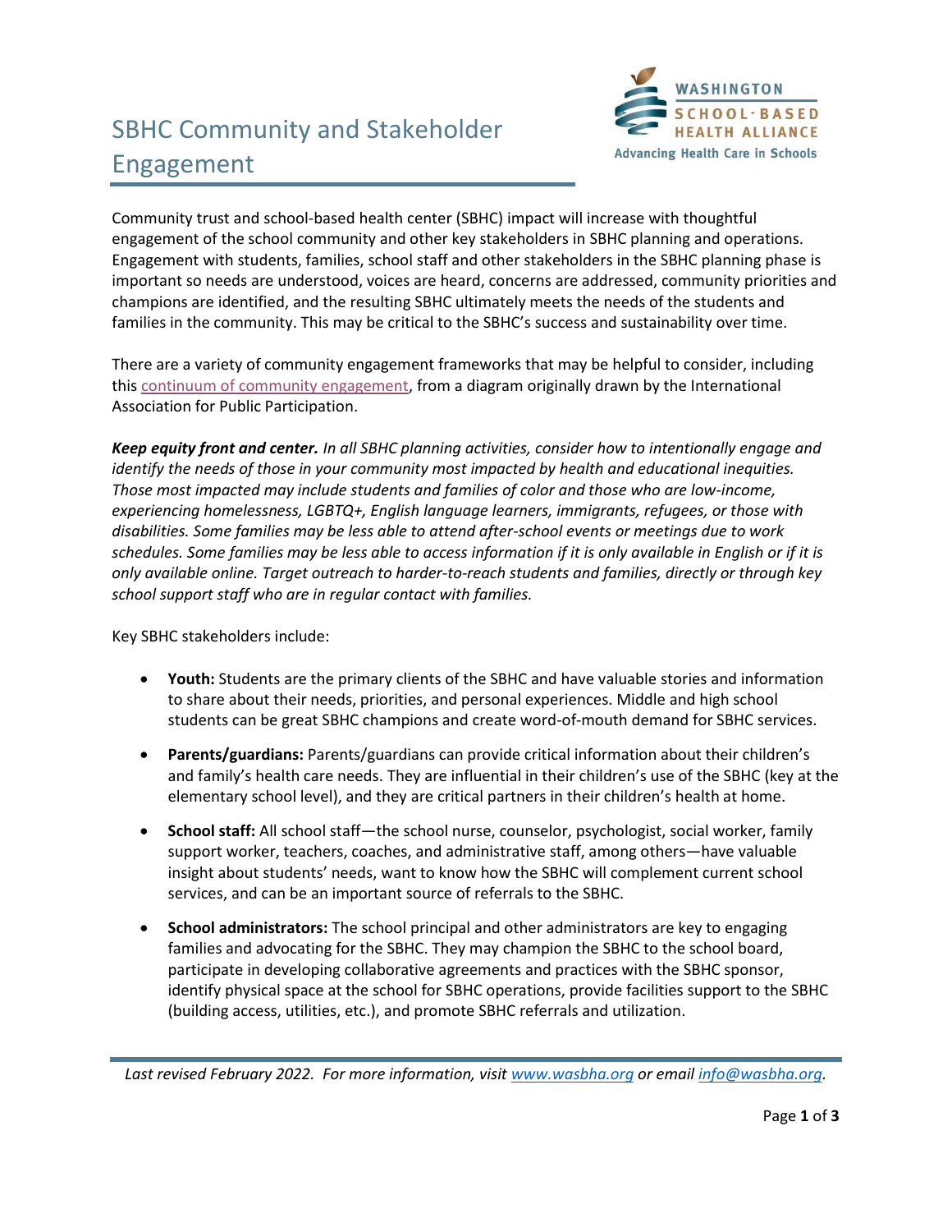# SBHC Community and Stakeholder Engagement

Community trust and school-based health center (SBHC) impact will increase with thoughtful engagement of the school community and other key stakeholders in SBHC planning and operations. Engagement with students, families, school staff and other stakeholders in the SBHC planning phase is important so needs are understood, voices are heard, concerns are addressed, community priorities and champions are identified, and the resulting SBHC ultimately meets the needs of the students and families in the community. This may be critical to the SBHC's success and sustainability over time.

There are a variety of community engagement frameworks that may be helpful to consider, including this continuum of community engagement, from a diagram originally drawn by the International Association for Public Participation.

***Keep equity front and center.*** *In all SBHC planning activities, consider how to intentionally engage and identify the needs of those in your community most impacted by health and educational inequities. Those most impacted may include students and families of color and those who are low-income, experiencing homelessness, LGBTQ+, English language learners, immigrants, refugees, or those with disabilities. Some families may be less able to attend after-school events or meetings due to work schedules. Some families may be less able to access information if it is only available in English or if it is only available online. Target outreach to harder-to-reach students and families, directly or through key school support staff who are in regular contact with families.*

Key SBHC stakeholders include:

- **Youth:** Students are the primary clients of the SBHC and have valuable stories and information to share about their needs, priorities, and personal experiences. Middle and high school students can be great SBHC champions and create word-of-mouth demand for SBHC services.

- **Parents/guardians:** Parents/guardians can provide critical information about their children's and family's health care needs. They are influential in their children's use of the SBHC (key at the elementary school level), and they are critical partners in their children's health at home.

- **School staff:** All school staff—the school nurse, counselor, psychologist, social worker, family support worker, teachers, coaches, and administrative staff, among others—have valuable insight about students' needs, want to know how the SBHC will complement current school services, and can be an important source of referrals to the SBHC.

- **School administrators:** The school principal and other administrators are key to engaging families and advocating for the SBHC. They may champion the SBHC to the school board, participate in developing collaborative agreements and practices with the SBHC sponsor, identify physical space at the school for SBHC operations, provide facilities support to the SBHC (building access, utilities, etc.), and promote SBHC referrals and utilization.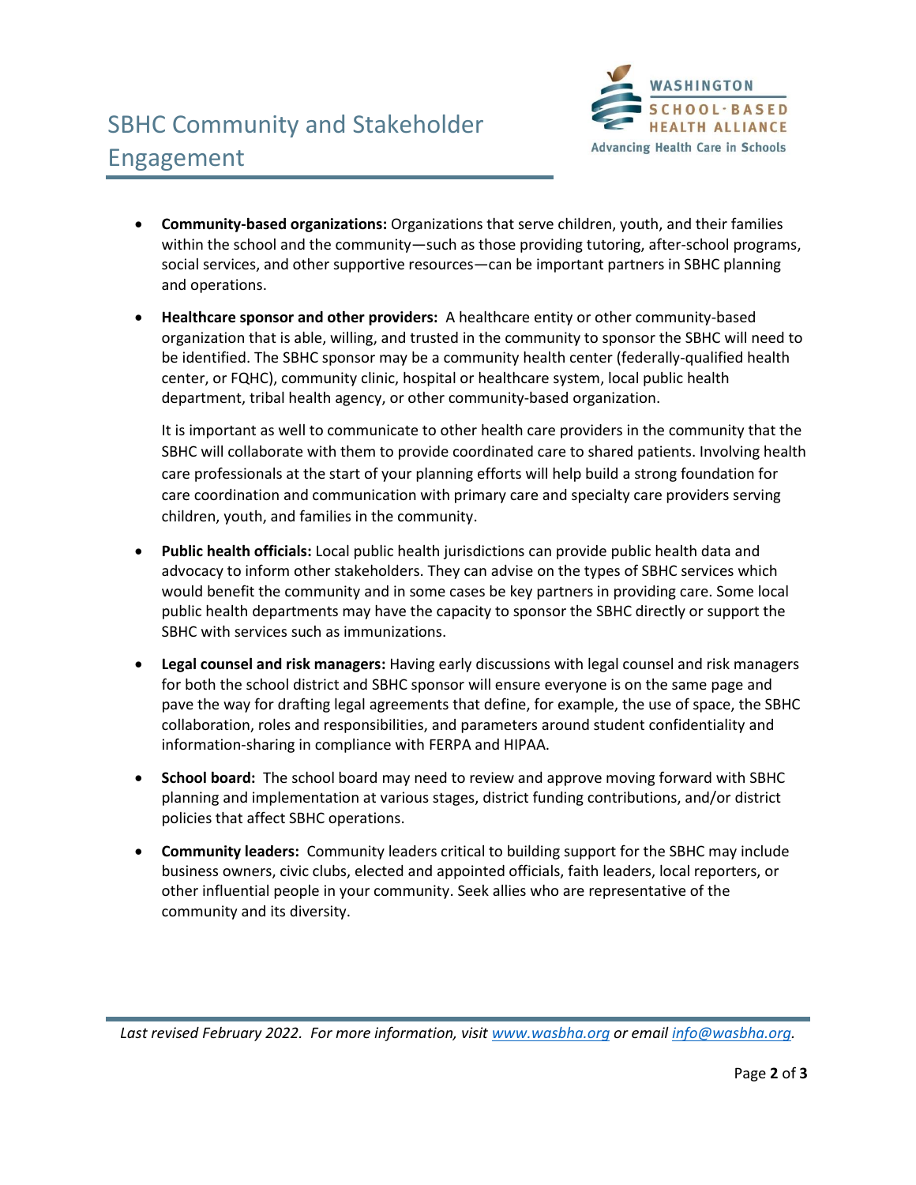- **Community-based organizations:** Organizations that serve children, youth, and their families within the school and the community—such as those providing tutoring, after-school programs, social services, and other supportive resources—can be important partners in SBHC planning and operations.
- **Healthcare sponsor and other providers:** A healthcare entity or other community-based organization that is able, willing, and trusted in the community to sponsor the SBHC will need to be identified. The SBHC sponsor may be a community health center (federally-qualified health center, or FQHC), community clinic, hospital or healthcare system, local public health department, tribal health agency, or other community-based organization.

  It is important as well to communicate to other health care providers in the community that the SBHC will collaborate with them to provide coordinated care to shared patients. Involving health care professionals at the start of your planning efforts will help build a strong foundation for care coordination and communication with primary care and specialty care providers serving children, youth, and families in the community.
- **Public health officials:** Local public health jurisdictions can provide public health data and advocacy to inform other stakeholders. They can advise on the types of SBHC services which would benefit the community and in some cases be key partners in providing care. Some local public health departments may have the capacity to sponsor the SBHC directly or support the SBHC with services such as immunizations.
- **Legal counsel and risk managers:** Having early discussions with legal counsel and risk managers for both the school district and SBHC sponsor will ensure everyone is on the same page and pave the way for drafting legal agreements that define, for example, the use of space, the SBHC collaboration, roles and responsibilities, and parameters around student confidentiality and information-sharing in compliance with FERPA and HIPAA.
- **School board:** The school board may need to review and approve moving forward with SBHC planning and implementation at various stages, district funding contributions, and/or district policies that affect SBHC operations.
- **Community leaders:** Community leaders critical to building support for the SBHC may include business owners, civic clubs, elected and appointed officials, faith leaders, local reporters, or other influential people in your community. Seek allies who are representative of the community and its diversity.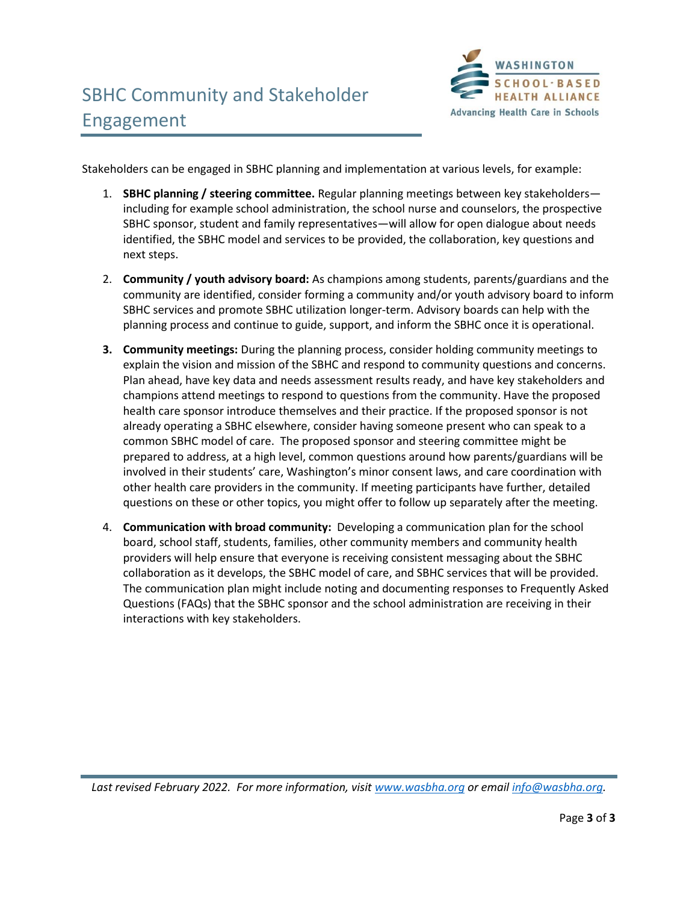# SBHC Community and Stakeholder Engagement

Stakeholders can be engaged in SBHC planning and implementation at various levels, for example:

1. **SBHC planning / steering committee.** Regular planning meetings between key stakeholders—including for example school administration, the school nurse and counselors, the prospective SBHC sponsor, student and family representatives—will allow for open dialogue about needs identified, the SBHC model and services to be provided, the collaboration, key questions and next steps.

2. **Community / youth advisory board:** As champions among students, parents/guardians and the community are identified, consider forming a community and/or youth advisory board to inform SBHC services and promote SBHC utilization longer-term. Advisory boards can help with the planning process and continue to guide, support, and inform the SBHC once it is operational.

3. **Community meetings:** During the planning process, consider holding community meetings to explain the vision and mission of the SBHC and respond to community questions and concerns. Plan ahead, have key data and needs assessment results ready, and have key stakeholders and champions attend meetings to respond to questions from the community. Have the proposed health care sponsor introduce themselves and their practice. If the proposed sponsor is not already operating a SBHC elsewhere, consider having someone present who can speak to a common SBHC model of care. The proposed sponsor and steering committee might be prepared to address, at a high level, common questions around how parents/guardians will be involved in their students' care, Washington's minor consent laws, and care coordination with other health care providers in the community. If meeting participants have further, detailed questions on these or other topics, you might offer to follow up separately after the meeting.

4. **Communication with broad community:** Developing a communication plan for the school board, school staff, students, families, other community members and community health providers will help ensure that everyone is receiving consistent messaging about the SBHC collaboration as it develops, the SBHC model of care, and SBHC services that will be provided. The communication plan might include noting and documenting responses to Frequently Asked Questions (FAQs) that the SBHC sponsor and the school administration are receiving in their interactions with key stakeholders.

*Last revised February 2022. For more information, visit [www.wasbha.org](http://www.wasbha.org) or email [info@wasbha.org](mailto:info@wasbha.org).*